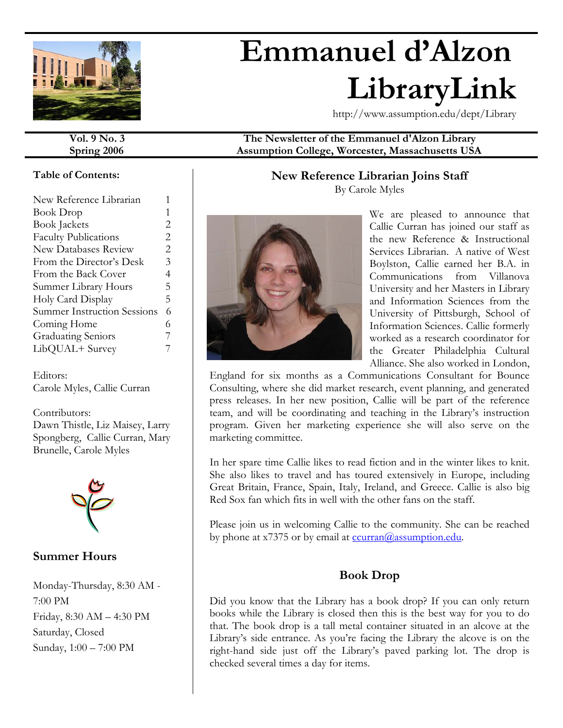# Emmanuel d'Alzon LibraryLink

http://www.assumption.edu/dept/Library

**Vol. 9 No. 3**
**Spring 2006**

**The Newsletter of the Emmanuel d'Alzon Library**
**Assumption College, Worcester, Massachusetts USA**

**Table of Contents:**

| | |
|---|---|
| New Reference Librarian | 1 |
| Book Drop | 1 |
| Book Jackets | 2 |
| Faculty Publications | 2 |
| New Databases Review | 2 |
| From the Director's Desk | 3 |
| From the Back Cover | 4 |
| Summer Library Hours | 5 |
| Holy Card Display | 5 |
| Summer Instruction Sessions | 6 |
| Coming Home | 6 |
| Graduating Seniors | 7 |
| LibQUAL+ Survey | 7 |

Editors:
Carole Myles, Callie Curran

Contributors:
Dawn Thistle, Liz Maisey, Larry Spongberg, Callie Curran, Mary Brunelle, Carole Myles

## Summer Hours

Monday-Thursday, 8:30 AM - 7:00 PM
Friday, 8:30 AM – 4:30 PM
Saturday, Closed
Sunday, 1:00 – 7:00 PM

## New Reference Librarian Joins Staff

By Carole Myles

We are pleased to announce that Callie Curran has joined our staff as the new Reference & Instructional Services Librarian. A native of West Boylston, Callie earned her B.A. in Communications from Villanova University and her Masters in Library and Information Sciences from the University of Pittsburgh, School of Information Sciences. Callie formerly worked as a research coordinator for the Greater Philadelphia Cultural Alliance. She also worked in London, England for six months as a Communications Consultant for Bounce Consulting, where she did market research, event planning, and generated press releases. In her new position, Callie will be part of the reference team, and will be coordinating and teaching in the Library's instruction program. Given her marketing experience she will also serve on the marketing committee.

In her spare time Callie likes to read fiction and in the winter likes to knit. She also likes to travel and has toured extensively in Europe, including Great Britain, France, Spain, Italy, Ireland, and Greece. Callie is also big Red Sox fan which fits in well with the other fans on the staff.

Please join us in welcoming Callie to the community. She can be reached by phone at x7375 or by email at ccurran@assumption.edu.

## Book Drop

Did you know that the Library has a book drop? If you can only return books while the Library is closed then this is the best way for you to do that. The book drop is a tall metal container situated in an alcove at the Library's side entrance. As you're facing the Library the alcove is on the right-hand side just off the Library's paved parking lot. The drop is checked several times a day for items.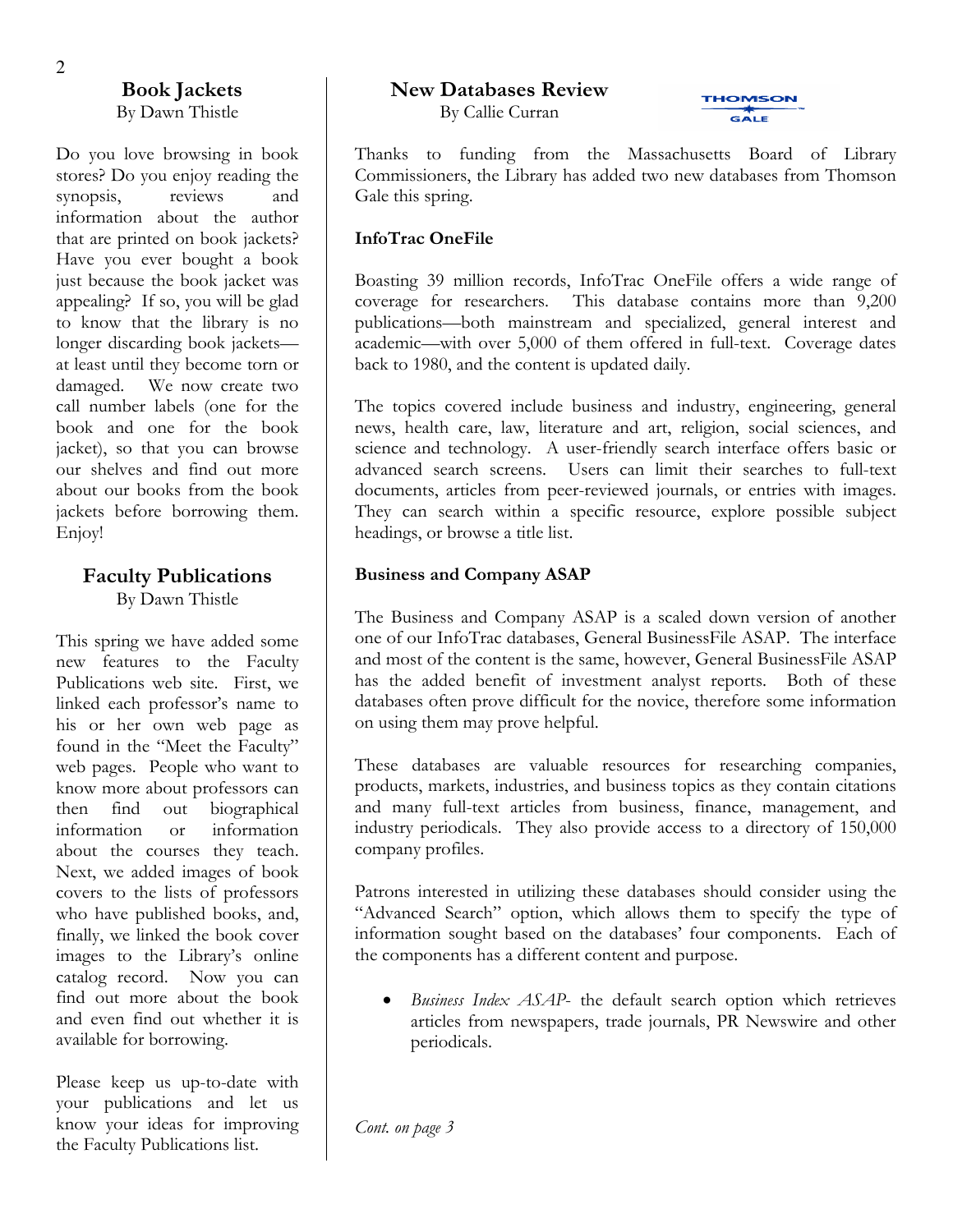## Book Jackets

By Dawn Thistle

Do you love browsing in book stores? Do you enjoy reading the synopsis, reviews and information about the author that are printed on book jackets? Have you ever bought a book just because the book jacket was appealing? If so, you will be glad to know that the library is no longer discarding book jackets—at least until they become torn or damaged. We now create two call number labels (one for the book and one for the book jacket), so that you can browse our shelves and find out more about our books from the book jackets before borrowing them. Enjoy!

## Faculty Publications

By Dawn Thistle

This spring we have added some new features to the Faculty Publications web site. First, we linked each professor's name to his or her own web page as found in the "Meet the Faculty" web pages. People who want to know more about professors can then find out biographical information or information about the courses they teach. Next, we added images of book covers to the lists of professors who have published books, and, finally, we linked the book cover images to the Library's online catalog record. Now you can find out more about the book and even find out whether it is available for borrowing.

Please keep us up-to-date with your publications and let us know your ideas for improving the Faculty Publications list.

## New Databases Review

By Callie Curran

THOMSON GALE

Thanks to funding from the Massachusetts Board of Library Commissioners, the Library has added two new databases from Thomson Gale this spring.

**InfoTrac OneFile**

Boasting 39 million records, InfoTrac OneFile offers a wide range of coverage for researchers. This database contains more than 9,200 publications—both mainstream and specialized, general interest and academic—with over 5,000 of them offered in full-text. Coverage dates back to 1980, and the content is updated daily.

The topics covered include business and industry, engineering, general news, health care, law, literature and art, religion, social sciences, and science and technology. A user-friendly search interface offers basic or advanced search screens. Users can limit their searches to full-text documents, articles from peer-reviewed journals, or entries with images. They can search within a specific resource, explore possible subject headings, or browse a title list.

**Business and Company ASAP**

The Business and Company ASAP is a scaled down version of another one of our InfoTrac databases, General BusinessFile ASAP. The interface and most of the content is the same, however, General BusinessFile ASAP has the added benefit of investment analyst reports. Both of these databases often prove difficult for the novice, therefore some information on using them may prove helpful.

These databases are valuable resources for researching companies, products, markets, industries, and business topics as they contain citations and many full-text articles from business, finance, management, and industry periodicals. They also provide access to a directory of 150,000 company profiles.

Patrons interested in utilizing these databases should consider using the "Advanced Search" option, which allows them to specify the type of information sought based on the databases' four components. Each of the components has a different content and purpose.

- *Business Index ASAP*- the default search option which retrieves articles from newspapers, trade journals, PR Newswire and other periodicals.

*Cont. on page 3*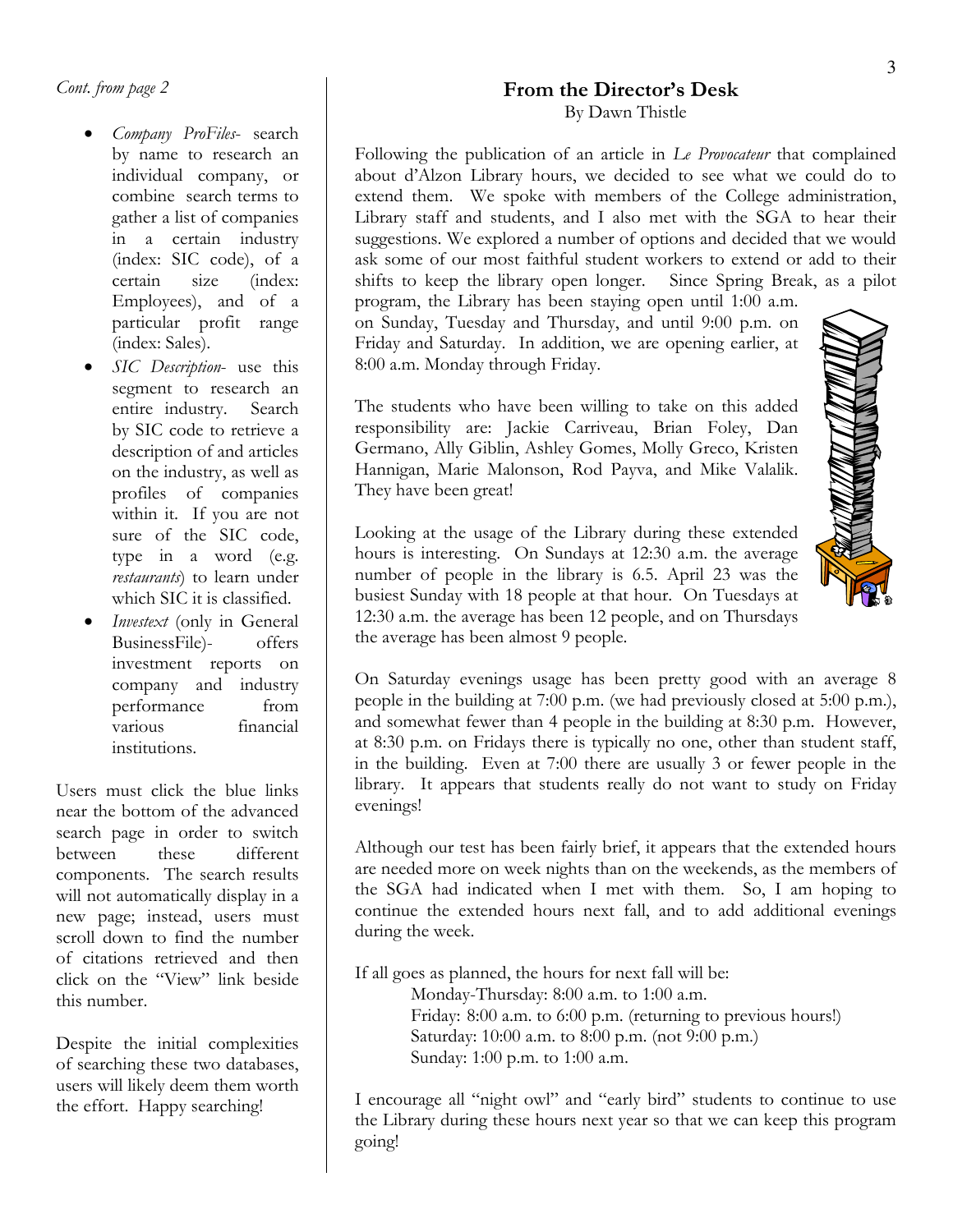*Cont. from page 2*

- *Company ProFiles*- search by name to research an individual company, or combine search terms to gather a list of companies in a certain industry (index: SIC code), of a certain size (index: Employees), and of a particular profit range (index: Sales).
- *SIC Description*- use this segment to research an entire industry. Search by SIC code to retrieve a description of and articles on the industry, as well as profiles of companies within it. If you are not sure of the SIC code, type in a word (e.g. *restaurants*) to learn under which SIC it is classified.
- *Investext* (only in General BusinessFile)- offers investment reports on company and industry performance from various financial institutions.

Users must click the blue links near the bottom of the advanced search page in order to switch between these different components. The search results will not automatically display in a new page; instead, users must scroll down to find the number of citations retrieved and then click on the "View" link beside this number.

Despite the initial complexities of searching these two databases, users will likely deem them worth the effort. Happy searching!

## From the Director's Desk

By Dawn Thistle

Following the publication of an article in *Le Provocateur* that complained about d'Alzon Library hours, we decided to see what we could do to extend them. We spoke with members of the College administration, Library staff and students, and I also met with the SGA to hear their suggestions. We explored a number of options and decided that we would ask some of our most faithful student workers to extend or add to their shifts to keep the library open longer. Since Spring Break, as a pilot program, the Library has been staying open until 1:00 a.m. on Sunday, Tuesday and Thursday, and until 9:00 p.m. on Friday and Saturday. In addition, we are opening earlier, at 8:00 a.m. Monday through Friday.

The students who have been willing to take on this added responsibility are: Jackie Carriveau, Brian Foley, Dan Germano, Ally Giblin, Ashley Gomes, Molly Greco, Kristen Hannigan, Marie Malonson, Rod Payva, and Mike Valalik. They have been great!

Looking at the usage of the Library during these extended hours is interesting. On Sundays at 12:30 a.m. the average number of people in the library is 6.5. April 23 was the busiest Sunday with 18 people at that hour. On Tuesdays at 12:30 a.m. the average has been 12 people, and on Thursdays the average has been almost 9 people.

On Saturday evenings usage has been pretty good with an average 8 people in the building at 7:00 p.m. (we had previously closed at 5:00 p.m.), and somewhat fewer than 4 people in the building at 8:30 p.m. However, at 8:30 p.m. on Fridays there is typically no one, other than student staff, in the building. Even at 7:00 there are usually 3 or fewer people in the library. It appears that students really do not want to study on Friday evenings!

Although our test has been fairly brief, it appears that the extended hours are needed more on week nights than on the weekends, as the members of the SGA had indicated when I met with them. So, I am hoping to continue the extended hours next fall, and to add additional evenings during the week.

If all goes as planned, the hours for next fall will be:

Monday-Thursday: 8:00 a.m. to 1:00 a.m.
Friday: 8:00 a.m. to 6:00 p.m. (returning to previous hours!)
Saturday: 10:00 a.m. to 8:00 p.m. (not 9:00 p.m.)
Sunday: 1:00 p.m. to 1:00 a.m.

I encourage all "night owl" and "early bird" students to continue to use the Library during these hours next year so that we can keep this program going!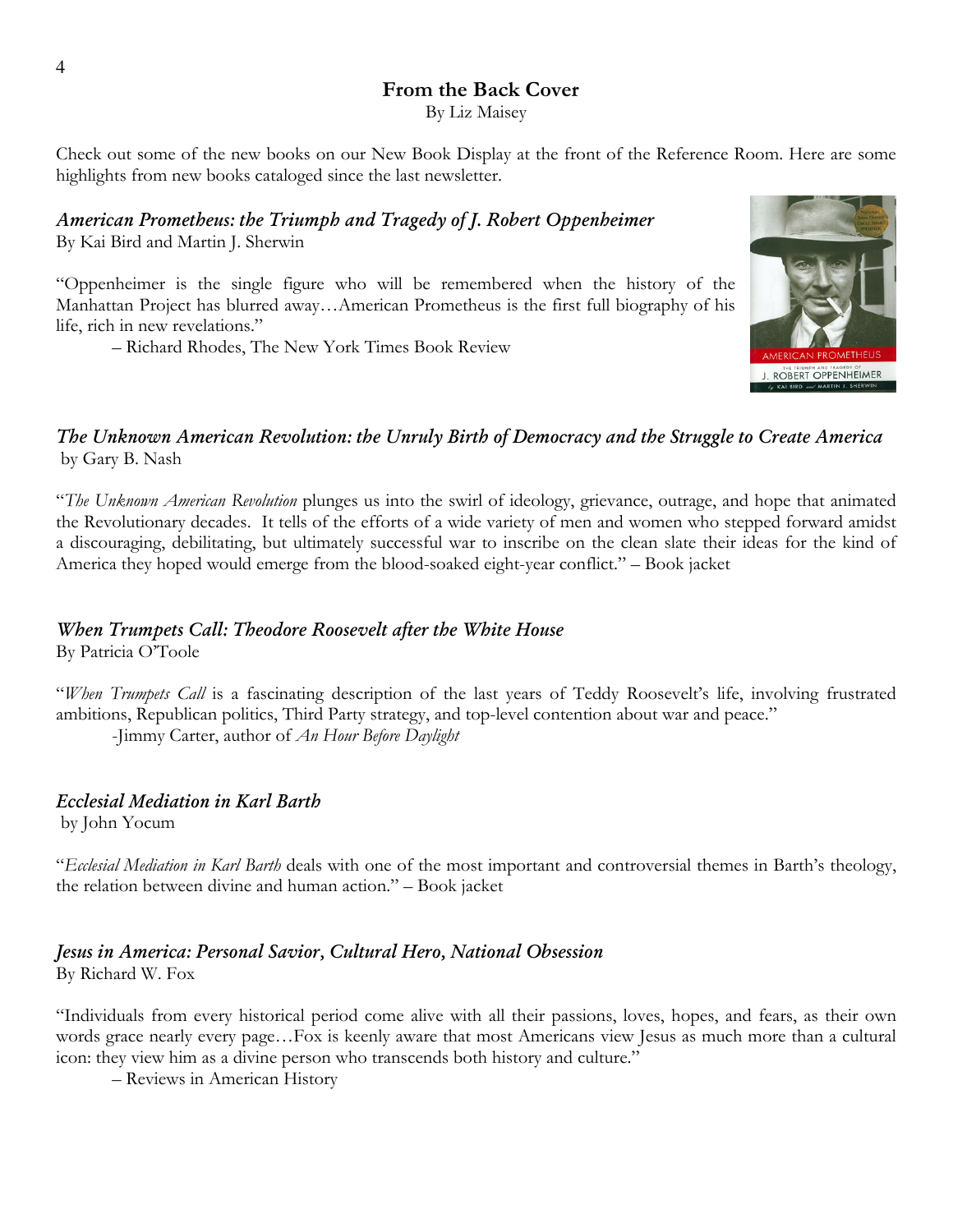## From the Back Cover

By Liz Maisey

Check out some of the new books on our New Book Display at the front of the Reference Room. Here are some highlights from new books cataloged since the last newsletter.

### *American Prometheus: the Triumph and Tragedy of J. Robert Oppenheimer*

By Kai Bird and Martin J. Sherwin

"Oppenheimer is the single figure who will be remembered when the history of the Manhattan Project has blurred away…American Prometheus is the first full biography of his life, rich in new revelations."

– Richard Rhodes, The New York Times Book Review

### *The Unknown American Revolution: the Unruly Birth of Democracy and the Struggle to Create America*

by Gary B. Nash

"*The Unknown American Revolution* plunges us into the swirl of ideology, grievance, outrage, and hope that animated the Revolutionary decades. It tells of the efforts of a wide variety of men and women who stepped forward amidst a discouraging, debilitating, but ultimately successful war to inscribe on the clean slate their ideas for the kind of America they hoped would emerge from the blood-soaked eight-year conflict." – Book jacket

### *When Trumpets Call: Theodore Roosevelt after the White House*

By Patricia O'Toole

"*When Trumpets Call* is a fascinating description of the last years of Teddy Roosevelt's life, involving frustrated ambitions, Republican politics, Third Party strategy, and top-level contention about war and peace."

-Jimmy Carter, author of *An Hour Before Daylight*

### *Ecclesial Mediation in Karl Barth*

by John Yocum

"*Ecclesial Mediation in Karl Barth* deals with one of the most important and controversial themes in Barth's theology, the relation between divine and human action." – Book jacket

### *Jesus in America: Personal Savior, Cultural Hero, National Obsession*

By Richard W. Fox

"Individuals from every historical period come alive with all their passions, loves, hopes, and fears, as their own words grace nearly every page…Fox is keenly aware that most Americans view Jesus as much more than a cultural icon: they view him as a divine person who transcends both history and culture."

– Reviews in American History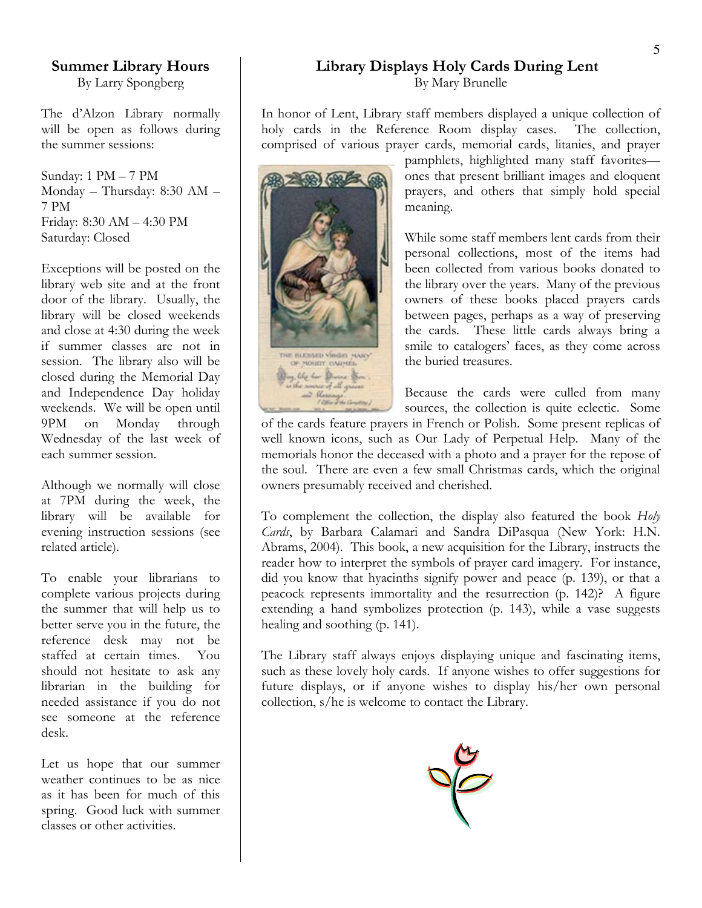## Summer Library Hours

By Larry Spongberg

The d'Alzon Library normally will be open as follows during the summer sessions:

Sunday: 1 PM – 7 PM
Monday – Thursday: 8:30 AM – 7 PM
Friday: 8:30 AM – 4:30 PM
Saturday: Closed

Exceptions will be posted on the library web site and at the front door of the library. Usually, the library will be closed weekends and close at 4:30 during the week if summer classes are not in session. The library also will be closed during the Memorial Day and Independence Day holiday weekends. We will be open until 9PM on Monday through Wednesday of the last week of each summer session.

Although we normally will close at 7PM during the week, the library will be available for evening instruction sessions (see related article).

To enable your librarians to complete various projects during the summer that will help us to better serve you in the future, the reference desk may not be staffed at certain times. You should not hesitate to ask any librarian in the building for needed assistance if you do not see someone at the reference desk.

Let us hope that our summer weather continues to be as nice as it has been for much of this spring. Good luck with summer classes or other activities.

## Library Displays Holy Cards During Lent

By Mary Brunelle

In honor of Lent, Library staff members displayed a unique collection of holy cards in the Reference Room display cases. The collection, comprised of various prayer cards, memorial cards, litanies, and prayer pamphlets, highlighted many staff favorites—ones that present brilliant images and eloquent prayers, and others that simply hold special meaning.

While some staff members lent cards from their personal collections, most of the items had been collected from various books donated to the library over the years. Many of the previous owners of these books placed prayers cards between pages, perhaps as a way of preserving the cards. These little cards always bring a smile to catalogers' faces, as they come across the buried treasures.

Because the cards were culled from many sources, the collection is quite eclectic. Some of the cards feature prayers in French or Polish. Some present replicas of well known icons, such as Our Lady of Perpetual Help. Many of the memorials honor the deceased with a photo and a prayer for the repose of the soul. There are even a few small Christmas cards, which the original owners presumably received and cherished.

To complement the collection, the display also featured the book *Holy Cards*, by Barbara Calamari and Sandra DiPasqua (New York: H.N. Abrams, 2004). This book, a new acquisition for the Library, instructs the reader how to interpret the symbols of prayer card imagery. For instance, did you know that hyacinths signify power and peace (p. 139), or that a peacock represents immortality and the resurrection (p. 142)? A figure extending a hand symbolizes protection (p. 143), while a vase suggests healing and soothing (p. 141).

The Library staff always enjoys displaying unique and fascinating items, such as these lovely holy cards. If anyone wishes to offer suggestions for future displays, or if anyone wishes to display his/her own personal collection, s/he is welcome to contact the Library.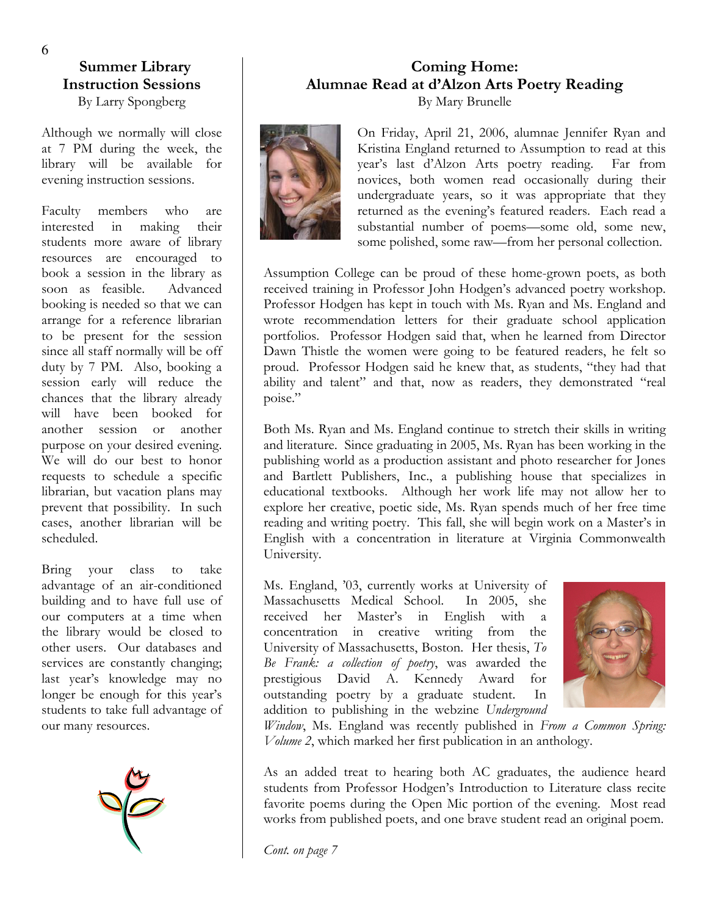## Summer Library Instruction Sessions

By Larry Spongberg

Although we normally will close at 7 PM during the week, the library will be available for evening instruction sessions.

Faculty members who are interested in making their students more aware of library resources are encouraged to book a session in the library as soon as feasible. Advanced booking is needed so that we can arrange for a reference librarian to be present for the session since all staff normally will be off duty by 7 PM. Also, booking a session early will reduce the chances that the library already will have been booked for another session or another purpose on your desired evening. We will do our best to honor requests to schedule a specific librarian, but vacation plans may prevent that possibility. In such cases, another librarian will be scheduled.

Bring your class to take advantage of an air-conditioned building and to have full use of our computers at a time when the library would be closed to other users. Our databases and services are constantly changing; last year's knowledge may no longer be enough for this year's students to take full advantage of our many resources.

## Coming Home: Alumnae Read at d'Alzon Arts Poetry Reading

By Mary Brunelle

On Friday, April 21, 2006, alumnae Jennifer Ryan and Kristina England returned to Assumption to read at this year's last d'Alzon Arts poetry reading. Far from novices, both women read occasionally during their undergraduate years, so it was appropriate that they returned as the evening's featured readers. Each read a substantial number of poems—some old, some new, some polished, some raw—from her personal collection.

Assumption College can be proud of these home-grown poets, as both received training in Professor John Hodgen's advanced poetry workshop. Professor Hodgen has kept in touch with Ms. Ryan and Ms. England and wrote recommendation letters for their graduate school application portfolios. Professor Hodgen said that, when he learned from Director Dawn Thistle the women were going to be featured readers, he felt so proud. Professor Hodgen said he knew that, as students, "they had that ability and talent" and that, now as readers, they demonstrated "real poise."

Both Ms. Ryan and Ms. England continue to stretch their skills in writing and literature. Since graduating in 2005, Ms. Ryan has been working in the publishing world as a production assistant and photo researcher for Jones and Bartlett Publishers, Inc., a publishing house that specializes in educational textbooks. Although her work life may not allow her to explore her creative, poetic side, Ms. Ryan spends much of her free time reading and writing poetry. This fall, she will begin work on a Master's in English with a concentration in literature at Virginia Commonwealth University.

Ms. England, '03, currently works at University of Massachusetts Medical School. In 2005, she received her Master's in English with a concentration in creative writing from the University of Massachusetts, Boston. Her thesis, *To Be Frank: a collection of poetry*, was awarded the prestigious David A. Kennedy Award for outstanding poetry by a graduate student. In addition to publishing in the webzine *Underground Window*, Ms. England was recently published in *From a Common Spring: Volume 2*, which marked her first publication in an anthology.

As an added treat to hearing both AC graduates, the audience heard students from Professor Hodgen's Introduction to Literature class recite favorite poems during the Open Mic portion of the evening. Most read works from published poets, and one brave student read an original poem.

*Cont. on page 7*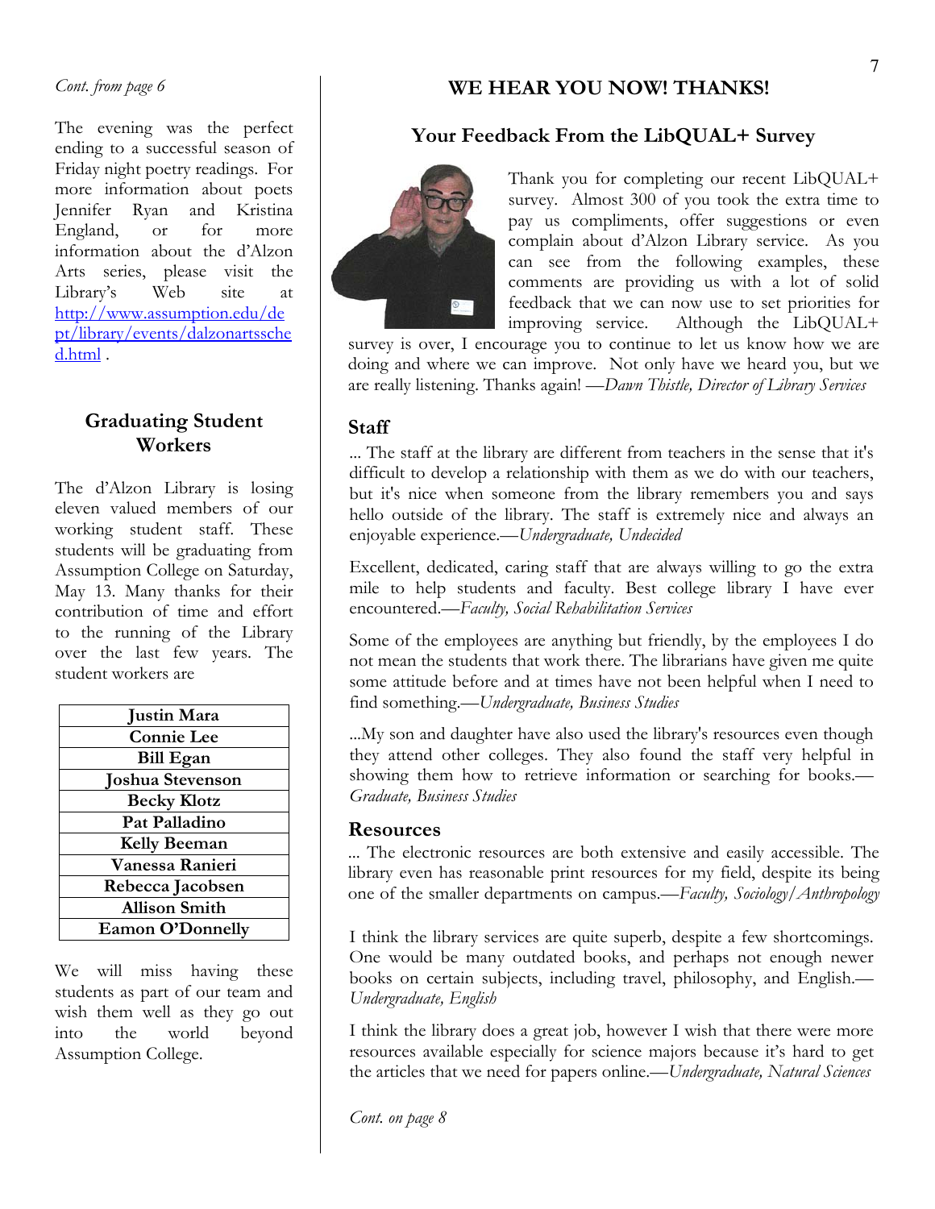*Cont. from page 6*

The evening was the perfect ending to a successful season of Friday night poetry readings. For more information about poets Jennifer Ryan and Kristina England, or for more information about the d'Alzon Arts series, please visit the Library's Web site at http://www.assumption.edu/dept/library/events/dalzonartssched.html .

## Graduating Student Workers

The d'Alzon Library is losing eleven valued members of our working student staff. These students will be graduating from Assumption College on Saturday, May 13. Many thanks for their contribution of time and effort to the running of the Library over the last few years. The student workers are

| |
|---|
| **Justin Mara** |
| **Connie Lee** |
| **Bill Egan** |
| **Joshua Stevenson** |
| **Becky Klotz** |
| **Pat Palladino** |
| **Kelly Beeman** |
| **Vanessa Ranieri** |
| **Rebecca Jacobsen** |
| **Allison Smith** |
| **Eamon O'Donnelly** |

We will miss having these students as part of our team and wish them well as they go out into the world beyond Assumption College.

# WE HEAR YOU NOW! THANKS!

## Your Feedback From the LibQUAL+ Survey

Thank you for completing our recent LibQUAL+ survey. Almost 300 of you took the extra time to pay us compliments, offer suggestions or even complain about d'Alzon Library service. As you can see from the following examples, these comments are providing us with a lot of solid feedback that we can now use to set priorities for improving service. Although the LibQUAL+ survey is over, I encourage you to continue to let us know how we are doing and where we can improve. Not only have we heard you, but we are really listening. Thanks again! —*Dawn Thistle, Director of Library Services*

### Staff

... The staff at the library are different from teachers in the sense that it's difficult to develop a relationship with them as we do with our teachers, but it's nice when someone from the library remembers you and says hello outside of the library. The staff is extremely nice and always an enjoyable experience.—*Undergraduate, Undecided*

Excellent, dedicated, caring staff that are always willing to go the extra mile to help students and faculty. Best college library I have ever encountered.—*Faculty, Social Rehabilitation Services*

Some of the employees are anything but friendly, by the employees I do not mean the students that work there. The librarians have given me quite some attitude before and at times have not been helpful when I need to find something.—*Undergraduate, Business Studies*

...My son and daughter have also used the library's resources even though they attend other colleges. They also found the staff very helpful in showing them how to retrieve information or searching for books.—*Graduate, Business Studies*

### Resources

... The electronic resources are both extensive and easily accessible. The library even has reasonable print resources for my field, despite its being one of the smaller departments on campus.—*Faculty, Sociology/Anthropology*

I think the library services are quite superb, despite a few shortcomings. One would be many outdated books, and perhaps not enough newer books on certain subjects, including travel, philosophy, and English.—*Undergraduate, English*

I think the library does a great job, however I wish that there were more resources available especially for science majors because it's hard to get the articles that we need for papers online.—*Undergraduate, Natural Sciences*

*Cont. on page 8*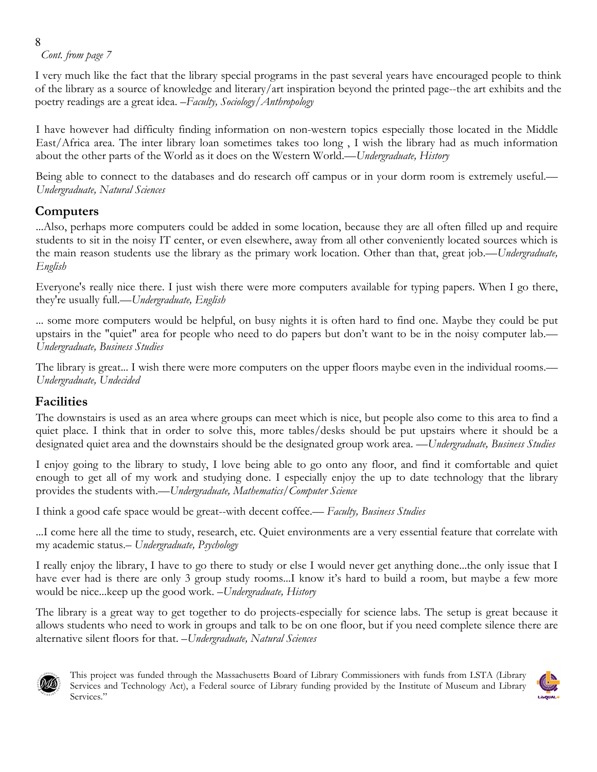*Cont. from page 7*

I very much like the fact that the library special programs in the past several years have encouraged people to think of the library as a source of knowledge and literary/art inspiration beyond the printed page--the art exhibits and the poetry readings are a great idea. –*Faculty, Sociology/Anthropology*

I have however had difficulty finding information on non-western topics especially those located in the Middle East/Africa area. The inter library loan sometimes takes too long , I wish the library had as much information about the other parts of the World as it does on the Western World.—*Undergraduate, History*

Being able to connect to the databases and do research off campus or in your dorm room is extremely useful.—*Undergraduate, Natural Sciences*

## Computers

...Also, perhaps more computers could be added in some location, because they are all often filled up and require students to sit in the noisy IT center, or even elsewhere, away from all other conveniently located sources which is the main reason students use the library as the primary work location. Other than that, great job.—*Undergraduate, English*

Everyone's really nice there. I just wish there were more computers available for typing papers. When I go there, they're usually full.—*Undergraduate, English*

... some more computers would be helpful, on busy nights it is often hard to find one. Maybe they could be put upstairs in the "quiet" area for people who need to do papers but don't want to be in the noisy computer lab.—*Undergraduate, Business Studies*

The library is great... I wish there were more computers on the upper floors maybe even in the individual rooms.—*Undergraduate, Undecided*

## Facilities

The downstairs is used as an area where groups can meet which is nice, but people also come to this area to find a quiet place. I think that in order to solve this, more tables/desks should be put upstairs where it should be a designated quiet area and the downstairs should be the designated group work area. —*Undergraduate, Business Studies*

I enjoy going to the library to study, I love being able to go onto any floor, and find it comfortable and quiet enough to get all of my work and studying done. I especially enjoy the up to date technology that the library provides the students with.—*Undergraduate, Mathematics/Computer Science*

I think a good cafe space would be great--with decent coffee.— *Faculty, Business Studies*

...I come here all the time to study, research, etc. Quiet environments are a very essential feature that correlate with my academic status.– *Undergraduate, Psychology*

I really enjoy the library, I have to go there to study or else I would never get anything done...the only issue that I have ever had is there are only 3 group study rooms...I know it's hard to build a room, but maybe a few more would be nice...keep up the good work. –*Undergraduate, History*

The library is a great way to get together to do projects-especially for science labs. The setup is great because it allows students who need to work in groups and talk to be on one floor, but if you need complete silence there are alternative silent floors for that. –*Undergraduate, Natural Sciences*

This project was funded through the Massachusetts Board of Library Commissioners with funds from LSTA (Library Services and Technology Act), a Federal source of Library funding provided by the Institute of Museum and Library Services."